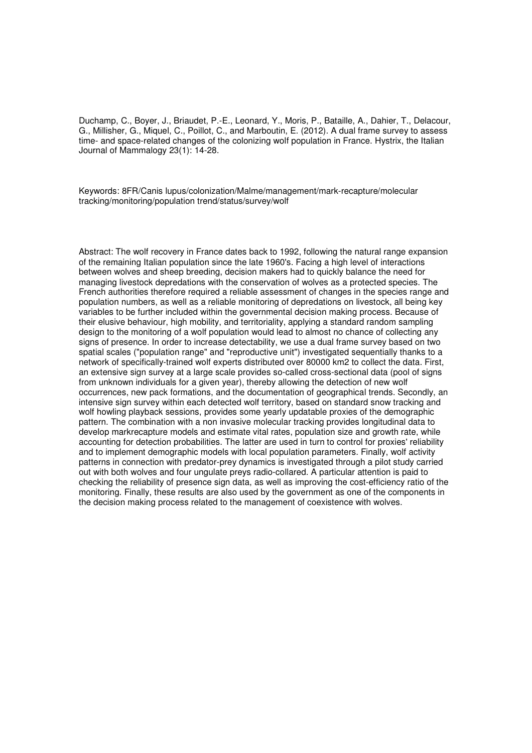Duchamp, C., Boyer, J., Briaudet, P.-E., Leonard, Y., Moris, P., Bataille, A., Dahier, T., Delacour, G., Millisher, G., Miquel, C., Poillot, C., and Marboutin, E. (2012). A dual frame survey to assess time- and space-related changes of the colonizing wolf population in France. Hystrix, the Italian Journal of Mammalogy 23(1): 14-28.

Keywords: 8FR/Canis lupus/colonization/Malme/management/mark-recapture/molecular tracking/monitoring/population trend/status/survey/wolf

Abstract: The wolf recovery in France dates back to 1992, following the natural range expansion of the remaining Italian population since the late 1960's. Facing a high level of interactions between wolves and sheep breeding, decision makers had to quickly balance the need for managing livestock depredations with the conservation of wolves as a protected species. The French authorities therefore required a reliable assessment of changes in the species range and population numbers, as well as a reliable monitoring of depredations on livestock, all being key variables to be further included within the governmental decision making process. Because of their elusive behaviour, high mobility, and territoriality, applying a standard random sampling design to the monitoring of a wolf population would lead to almost no chance of collecting any signs of presence. In order to increase detectability, we use a dual frame survey based on two spatial scales ("population range" and "reproductive unit") investigated sequentially thanks to a network of specifically-trained wolf experts distributed over 80000 km2 to collect the data. First, an extensive sign survey at a large scale provides so-called cross-sectional data (pool of signs from unknown individuals for a given year), thereby allowing the detection of new wolf occurrences, new pack formations, and the documentation of geographical trends. Secondly, an intensive sign survey within each detected wolf territory, based on standard snow tracking and wolf howling playback sessions, provides some yearly updatable proxies of the demographic pattern. The combination with a non invasive molecular tracking provides longitudinal data to develop markrecapture models and estimate vital rates, population size and growth rate, while accounting for detection probabilities. The latter are used in turn to control for proxies' reliability and to implement demographic models with local population parameters. Finally, wolf activity patterns in connection with predator-prey dynamics is investigated through a pilot study carried out with both wolves and four ungulate preys radio-collared. A particular attention is paid to checking the reliability of presence sign data, as well as improving the cost-efficiency ratio of the monitoring. Finally, these results are also used by the government as one of the components in the decision making process related to the management of coexistence with wolves.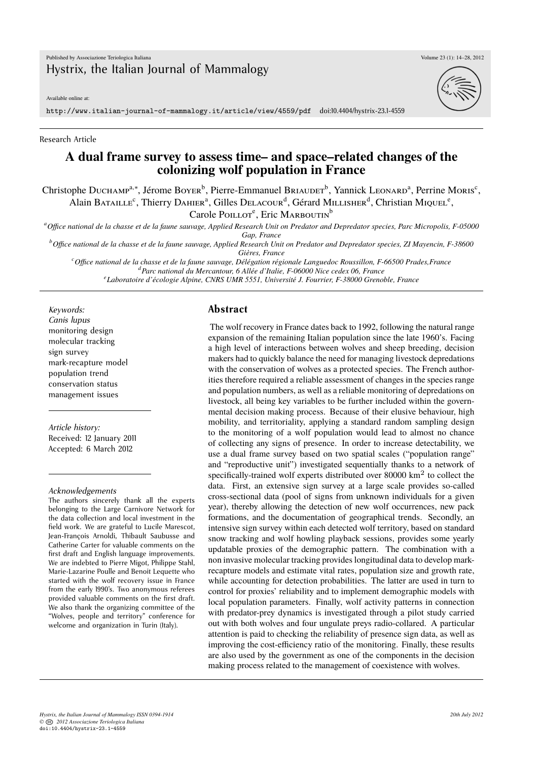Research Article

# A dual frame survey to assess time– and space–related changes of the colonizing wolf population in France

Christophe Duchamp[a,*], Jérome Boyer[b], Pierre-Emmanuel Briaudet[b], Yannick Leonard[a], Perrine Moris[c], Alain Bataille[c], Thierry Dahier[a], Gilles Delacour[d], Gérard Millisher[d], Christian Miquel[e], Carole Poillot[e], Eric Marboutin[b]

[a] *Office national de la chasse et de la faune sauvage, Applied Research Unit on Predator and Depredator species, Parc Micropolis, F-05000 Gap, France*

[b] *Office national de la chasse et de la faune sauvage, Applied Research Unit on Predator and Depredator species, ZI Mayencin, F-38600 Gières, France*

[c] *Office national de la chasse et de la faune sauvage, Délégation régionale Languedoc Roussillon, F-66500 Prades,France*

[d] *Parc national du Mercantour, 6 Allée d'Italie, F-06000 Nice cedex 06, France*

[e] *Laboratoire d'écologie Alpine, CNRS UMR 5551, Université J. Fourrier, F-38000 Grenoble, France*

*Keywords:*
*Canis lupus*
monitoring design
molecular tracking
sign survey
mark-recapture model
population trend
conservation status
management issues

*Article history:*
Received: 12 January 2011
Accepted: 6 March 2012

*Acknowledgements*

The authors sincerely thank all the experts belonging to the Large Carnivore Network for the data collection and local investment in the field work. We are grateful to Lucile Marescot, Jean-François Arnoldi, Thibault Saubusse and Catherine Carter for valuable comments on the first draft and English language improvements. We are indebted to Pierre Migot, Philippe Stahl, Marie-Lazarine Poulle and Benoit Lequette who started with the wolf recovery issue in France from the early 1990's. Two anonymous referees provided valuable comments on the first draft. We also thank the organizing committee of the "Wolves, people and territory" conference for welcome and organization in Turin (Italy).

## Abstract

The wolf recovery in France dates back to 1992, following the natural range expansion of the remaining Italian population since the late 1960's. Facing a high level of interactions between wolves and sheep breeding, decision makers had to quickly balance the need for managing livestock depredations with the conservation of wolves as a protected species. The French authorities therefore required a reliable assessment of changes in the species range and population numbers, as well as a reliable monitoring of depredations on livestock, all being key variables to be further included within the governmental decision making process. Because of their elusive behaviour, high mobility, and territoriality, applying a standard random sampling design to the monitoring of a wolf population would lead to almost no chance of collecting any signs of presence. In order to increase detectability, we use a dual frame survey based on two spatial scales ("population range" and "reproductive unit") investigated sequentially thanks to a network of specifically-trained wolf experts distributed over 80000 km$^2$ to collect the data. First, an extensive sign survey at a large scale provides so-called cross-sectional data (pool of signs from unknown individuals for a given year), thereby allowing the detection of new wolf occurrences, new pack formations, and the documentation of geographical trends. Secondly, an intensive sign survey within each detected wolf territory, based on standard snow tracking and wolf howling playback sessions, provides some yearly updatable proxies of the demographic pattern. The combination with a non invasive molecular tracking provides longitudinal data to develop mark-recapture models and estimate vital rates, population size and growth rate, while accounting for detection probabilities. The latter are used in turn to control for proxies' reliability and to implement demographic models with local population parameters. Finally, wolf activity patterns in connection with predator-prey dynamics is investigated through a pilot study carried out with both wolves and four ungulate preys radio-collared. A particular attention is paid to checking the reliability of presence sign data, as well as improving the cost-efficiency ratio of the monitoring. Finally, these results are also used by the government as one of the components in the decision making process related to the management of coexistence with wolves.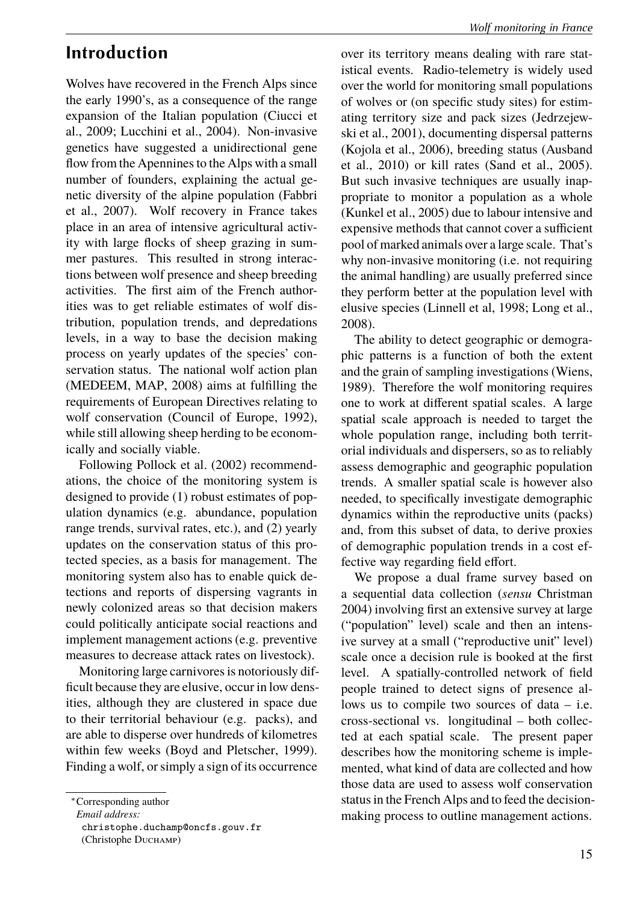## Introduction

Wolves have recovered in the French Alps since the early 1990's, as a consequence of the range expansion of the Italian population (Ciucci et al., 2009; Lucchini et al., 2004). Non-invasive genetics have suggested a unidirectional gene flow from the Apennines to the Alps with a small number of founders, explaining the actual genetic diversity of the alpine population (Fabbri et al., 2007). Wolf recovery in France takes place in an area of intensive agricultural activity with large flocks of sheep grazing in summer pastures. This resulted in strong interactions between wolf presence and sheep breeding activities. The first aim of the French authorities was to get reliable estimates of wolf distribution, population trends, and depredations levels, in a way to base the decision making process on yearly updates of the species' conservation status. The national wolf action plan (MEDEEM, MAP, 2008) aims at fulfilling the requirements of European Directives relating to wolf conservation (Council of Europe, 1992), while still allowing sheep herding to be economically and socially viable.

Following Pollock et al. (2002) recommendations, the choice of the monitoring system is designed to provide (1) robust estimates of population dynamics (e.g. abundance, population range trends, survival rates, etc.), and (2) yearly updates on the conservation status of this protected species, as a basis for management. The monitoring system also has to enable quick detections and reports of dispersing vagrants in newly colonized areas so that decision makers could politically anticipate social reactions and implement management actions (e.g. preventive measures to decrease attack rates on livestock).

Monitoring large carnivores is notoriously difficult because they are elusive, occur in low densities, although they are clustered in space due to their territorial behaviour (e.g. packs), and are able to disperse over hundreds of kilometres within few weeks (Boyd and Pletscher, 1999). Finding a wolf, or simply a sign of its occurrence over its territory means dealing with rare statistical events. Radio-telemetry is widely used over the world for monitoring small populations of wolves or (on specific study sites) for estimating territory size and pack sizes (Jedrzejewski et al., 2001), documenting dispersal patterns (Kojola et al., 2006), breeding status (Ausband et al., 2010) or kill rates (Sand et al., 2005). But such invasive techniques are usually inappropriate to monitor a population as a whole (Kunkel et al., 2005) due to labour intensive and expensive methods that cannot cover a sufficient pool of marked animals over a large scale. That's why non-invasive monitoring (i.e. not requiring the animal handling) are usually preferred since they perform better at the population level with elusive species (Linnell et al, 1998; Long et al., 2008).

The ability to detect geographic or demographic patterns is a function of both the extent and the grain of sampling investigations (Wiens, 1989). Therefore the wolf monitoring requires one to work at different spatial scales. A large spatial scale approach is needed to target the whole population range, including both territorial individuals and dispersers, so as to reliably assess demographic and geographic population trends. A smaller spatial scale is however also needed, to specifically investigate demographic dynamics within the reproductive units (packs) and, from this subset of data, to derive proxies of demographic population trends in a cost effective way regarding field effort.

We propose a dual frame survey based on a sequential data collection (*sensu* Christman 2004) involving first an extensive survey at large ("population" level) scale and then an intensive survey at a small ("reproductive unit" level) scale once a decision rule is booked at the first level. A spatially-controlled network of field people trained to detect signs of presence allows us to compile two sources of data – i.e. cross-sectional vs. longitudinal – both collected at each spatial scale. The present paper describes how the monitoring scheme is implemented, what kind of data are collected and how those data are used to assess wolf conservation status in the French Alps and to feed the decision-making process to outline management actions.

*Corresponding author
*Email address:*
christophe.duchamp@oncfs.gouv.fr
(Christophe Duchamp)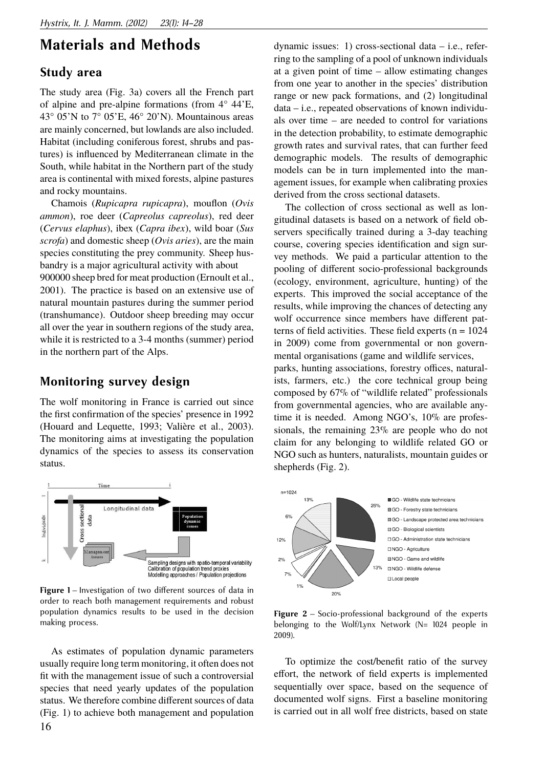# Materials and Methods

## Study area

The study area (Fig. 3a) covers all the French part of alpine and pre-alpine formations (from 4° 44'E, 43° 05'N to 7° 05'E, 46° 20'N). Mountainous areas are mainly concerned, but lowlands are also included. Habitat (including coniferous forest, shrubs and pastures) is influenced by Mediterranean climate in the South, while habitat in the Northern part of the study area is continental with mixed forests, alpine pastures and rocky mountains.

Chamois (*Rupicapra rupicapra*), mouflon (*Ovis ammon*), roe deer (*Capreolus capreolus*), red deer (*Cervus elaphus*), ibex (*Capra ibex*), wild boar (*Sus scrofa*) and domestic sheep (*Ovis aries*), are the main species constituting the prey community. Sheep husbandry is a major agricultural activity with about 900000 sheep bred for meat production (Ernoult et al., 2001). The practice is based on an extensive use of natural mountain pastures during the summer period (transhumance). Outdoor sheep breeding may occur all over the year in southern regions of the study area, while it is restricted to a 3-4 months (summer) period in the northern part of the Alps.

## Monitoring survey design

The wolf monitoring in France is carried out since the first confirmation of the species' presence in 1992 (Houard and Lequette, 1993; Valière et al., 2003). The monitoring aims at investigating the population dynamics of the species to assess its conservation status.

**Figure 1** – Investigation of two different sources of data in order to reach both management requirements and robust population dynamics results to be used in the decision making process.

As estimates of population dynamic parameters usually require long term monitoring, it often does not fit with the management issue of such a controversial species that need yearly updates of the population status. We therefore combine different sources of data (Fig. 1) to achieve both management and population dynamic issues: 1) cross-sectional data – i.e., referring to the sampling of a pool of unknown individuals at a given point of time – allow estimating changes from one year to another in the species' distribution range or new pack formations, and (2) longitudinal data – i.e., repeated observations of known individuals over time – are needed to control for variations in the detection probability, to estimate demographic growth rates and survival rates, that can further feed demographic models. The results of demographic models can be in turn implemented into the management issues, for example when calibrating proxies derived from the cross sectional datasets.

The collection of cross sectional as well as longitudinal datasets is based on a network of field observers specifically trained during a 3-day teaching course, covering species identification and sign survey methods. We paid a particular attention to the pooling of different socio-professional backgrounds (ecology, environment, agriculture, hunting) of the experts. This improved the social acceptance of the results, while improving the chances of detecting any wolf occurrence since members have different patterns of field activities. These field experts (n = 1024 in 2009) come from governmental or non governmental organisations (game and wildlife services, parks, hunting associations, forestry offices, naturalists, farmers, etc.) the core technical group being composed by 67% of "wildlife related" professionals from governmental agencies, who are available anytime it is needed. Among NGO's, 10% are professionals, the remaining 23% are people who do not claim for any belonging to wildlife related GO or NGO such as hunters, naturalists, mountain guides or shepherds (Fig. 2).

**Figure 2** – Socio-professional background of the experts belonging to the Wolf/Lynx Network (N= 1024 people in 2009).

To optimize the cost/benefit ratio of the survey effort, the network of field experts is implemented sequentially over space, based on the sequence of documented wolf signs. First a baseline monitoring is carried out in all wolf free districts, based on state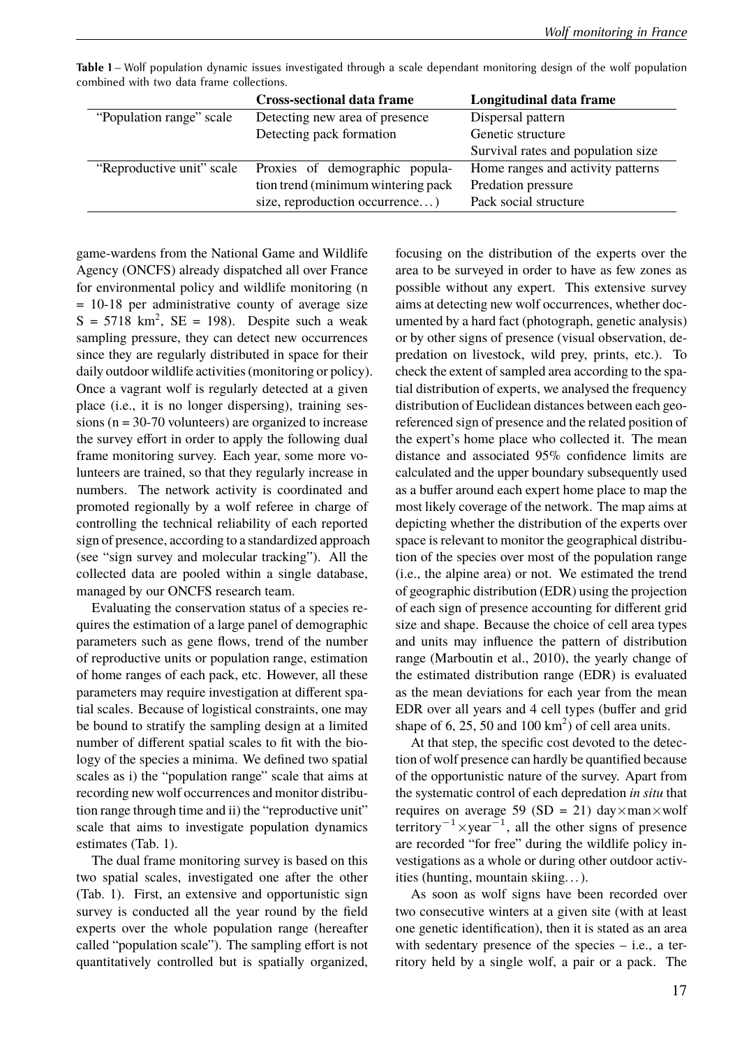**Table 1** – Wolf population dynamic issues investigated through a scale dependant monitoring design of the wolf population combined with two data frame collections.

| | Cross-sectional data frame | Longitudinal data frame |
|---|---|---|
| "Population range" scale | Detecting new area of presence | Dispersal pattern |
| | Detecting pack formation | Genetic structure |
| | | Survival rates and population size |
| "Reproductive unit" scale | Proxies of demographic population trend (minimum wintering pack size, reproduction occurrence…) | Home ranges and activity patterns |
| | | Predation pressure |
| | | Pack social structure |

game-wardens from the National Game and Wildlife Agency (ONCFS) already dispatched all over France for environmental policy and wildlife monitoring (n = 10-18 per administrative county of average size S = 5718 km$^2$, SE = 198). Despite such a weak sampling pressure, they can detect new occurrences since they are regularly distributed in space for their daily outdoor wildlife activities (monitoring or policy). Once a vagrant wolf is regularly detected at a given place (i.e., it is no longer dispersing), training sessions (n = 30-70 volunteers) are organized to increase the survey effort in order to apply the following dual frame monitoring survey. Each year, some more volunteers are trained, so that they regularly increase in numbers. The network activity is coordinated and promoted regionally by a wolf referee in charge of controlling the technical reliability of each reported sign of presence, according to a standardized approach (see "sign survey and molecular tracking"). All the collected data are pooled within a single database, managed by our ONCFS research team.

Evaluating the conservation status of a species requires the estimation of a large panel of demographic parameters such as gene flows, trend of the number of reproductive units or population range, estimation of home ranges of each pack, etc. However, all these parameters may require investigation at different spatial scales. Because of logistical constraints, one may be bound to stratify the sampling design at a limited number of different spatial scales to fit with the biology of the species a minima. We defined two spatial scales as i) the "population range" scale that aims at recording new wolf occurrences and monitor distribution range through time and ii) the "reproductive unit" scale that aims to investigate population dynamics estimates (Tab. 1).

The dual frame monitoring survey is based on this two spatial scales, investigated one after the other (Tab. 1). First, an extensive and opportunistic sign survey is conducted all the year round by the field experts over the whole population range (hereafter called "population scale"). The sampling effort is not quantitatively controlled but is spatially organized, focusing on the distribution of the experts over the area to be surveyed in order to have as few zones as possible without any expert. This extensive survey aims at detecting new wolf occurrences, whether documented by a hard fact (photograph, genetic analysis) or by other signs of presence (visual observation, depredation on livestock, wild prey, prints, etc.). To check the extent of sampled area according to the spatial distribution of experts, we analysed the frequency distribution of Euclidean distances between each georeferenced sign of presence and the related position of the expert's home place who collected it. The mean distance and associated 95% confidence limits are calculated and the upper boundary subsequently used as a buffer around each expert home place to map the most likely coverage of the network. The map aims at depicting whether the distribution of the experts over space is relevant to monitor the geographical distribution of the species over most of the population range (i.e., the alpine area) or not. We estimated the trend of geographic distribution (EDR) using the projection of each sign of presence accounting for different grid size and shape. Because the choice of cell area types and units may influence the pattern of distribution range (Marboutin et al., 2010), the yearly change of the estimated distribution range (EDR) is evaluated as the mean deviations for each year from the mean EDR over all years and 4 cell types (buffer and grid shape of 6, 25, 50 and 100 km$^2$) of cell area units.

At that step, the specific cost devoted to the detection of wolf presence can hardly be quantified because of the opportunistic nature of the survey. Apart from the systematic control of each depredation *in situ* that requires on average 59 (SD = 21) day$\times$man$\times$wolf territory$^{-1}\times$year$^{-1}$, all the other signs of presence are recorded "for free" during the wildlife policy investigations as a whole or during other outdoor activities (hunting, mountain skiing…).

As soon as wolf signs have been recorded over two consecutive winters at a given site (with at least one genetic identification), then it is stated as an area with sedentary presence of the species – i.e., a territory held by a single wolf, a pair or a pack. The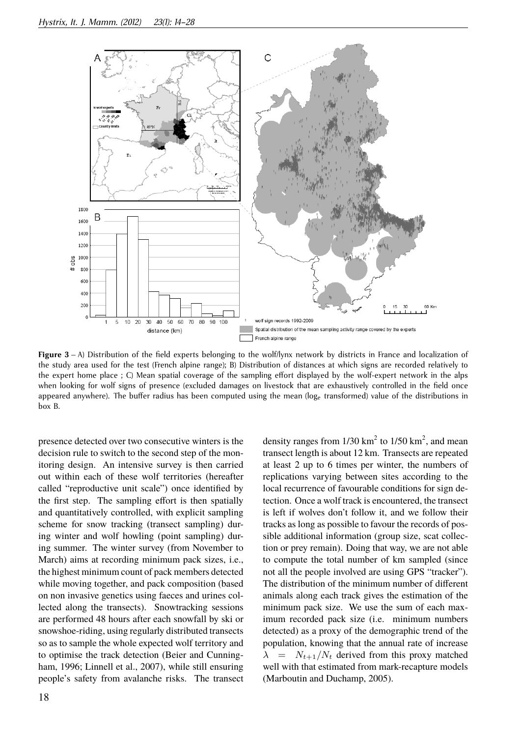**Figure 3** – A) Distribution of the field experts belonging to the wolf/lynx network by districts in France and localization of the study area used for the test (French alpine range); B) Distribution of distances at which signs are recorded relatively to the expert home place ; C) Mean spatial coverage of the sampling effort displayed by the wolf-expert network in the alps when looking for wolf signs of presence (excluded damages on livestock that are exhaustively controlled in the field once appeared anywhere). The buffer radius has been computed using the mean ($\log_e$ transformed) value of the distributions in box B.

presence detected over two consecutive winters is the decision rule to switch to the second step of the monitoring design. An intensive survey is then carried out within each of these wolf territories (hereafter called "reproductive unit scale") once identified by the first step. The sampling effort is then spatially and quantitatively controlled, with explicit sampling scheme for snow tracking (transect sampling) during winter and wolf howling (point sampling) during summer. The winter survey (from November to March) aims at recording minimum pack sizes, i.e., the highest minimum count of pack members detected while moving together, and pack composition (based on non invasive genetics using faeces and urines collected along the transects). Snowtracking sessions are performed 48 hours after each snowfall by ski or snowshoe-riding, using regularly distributed transects so as to sample the whole expected wolf territory and to optimise the track detection (Beier and Cunningham, 1996; Linnell et al., 2007), while still ensuring people's safety from avalanche risks. The transect density ranges from 1/30 $km^2$ to 1/50 $km^2$, and mean transect length is about 12 km. Transects are repeated at least 2 up to 6 times per winter, the numbers of replications varying between sites according to the local recurrence of favourable conditions for sign detection. Once a wolf track is encountered, the transect is left if wolves don't follow it, and we follow their tracks as long as possible to favour the records of possible additional information (group size, scat collection or prey remain). Doing that way, we are not able to compute the total number of km sampled (since not all the people involved are using GPS "tracker"). The distribution of the minimum number of different animals along each track gives the estimation of the minimum pack size. We use the sum of each maximum recorded pack size (i.e. minimum numbers detected) as a proxy of the demographic trend of the population, knowing that the annual rate of increase $\lambda = N_{t+1}/N_t$ derived from this proxy matched well with that estimated from mark-recapture models (Marboutin and Duchamp, 2005).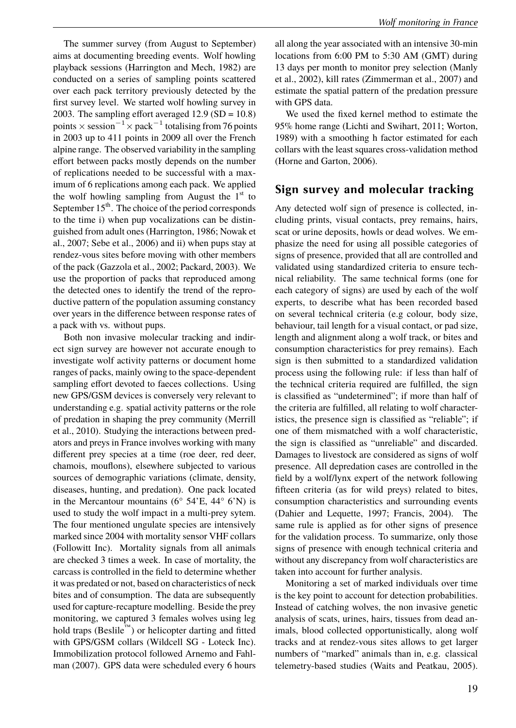The summer survey (from August to September) aims at documenting breeding events. Wolf howling playback sessions (Harrington and Mech, 1982) are conducted on a series of sampling points scattered over each pack territory previously detected by the first survey level. We started wolf howling survey in 2003. The sampling effort averaged 12.9 (SD = 10.8) points $\times$ session$^{-1}$ $\times$ pack$^{-1}$ totalising from 76 points in 2003 up to 411 points in 2009 all over the French alpine range. The observed variability in the sampling effort between packs mostly depends on the number of replications needed to be successful with a maximum of 6 replications among each pack. We applied the wolf howling sampling from August the 1$^{st}$ to September 15$^{th}$. The choice of the period corresponds to the time i) when pup vocalizations can be distinguished from adult ones (Harrington, 1986; Nowak et al., 2007; Sebe et al., 2006) and ii) when pups stay at rendez-vous sites before moving with other members of the pack (Gazzola et al., 2002; Packard, 2003). We use the proportion of packs that reproduced among the detected ones to identify the trend of the reproductive pattern of the population assuming constancy over years in the difference between response rates of a pack with vs. without pups.

Both non invasive molecular tracking and indirect sign survey are however not accurate enough to investigate wolf activity patterns or document home ranges of packs, mainly owing to the space-dependent sampling effort devoted to faeces collections. Using new GPS/GSM devices is conversely very relevant to understanding e.g. spatial activity patterns or the role of predation in shaping the prey community (Merrill et al., 2010). Studying the interactions between predators and preys in France involves working with many different prey species at a time (roe deer, red deer, chamois, mouflons), elsewhere subjected to various sources of demographic variations (climate, density, diseases, hunting, and predation). One pack located in the Mercantour mountains (6° 54'E, 44° 6'N) is used to study the wolf impact in a multi-prey sytem. The four mentioned ungulate species are intensively marked since 2004 with mortality sensor VHF collars (Followitt Inc). Mortality signals from all animals are checked 3 times a week. In case of mortality, the carcass is controlled in the field to determine whether it was predated or not, based on characteristics of neck bites and of consumption. The data are subsequently used for capture-recapture modelling. Beside the prey monitoring, we captured 3 females wolves using leg hold traps (Beslile™) or helicopter darting and fitted with GPS/GSM collars (Wildcell SG - Loteck Inc). Immobilization protocol followed Arnemo and Fahlman (2007). GPS data were scheduled every 6 hours all along the year associated with an intensive 30-min locations from 6:00 PM to 5:30 AM (GMT) during 13 days per month to monitor prey selection (Manly et al., 2002), kill rates (Zimmerman et al., 2007) and estimate the spatial pattern of the predation pressure with GPS data.

We used the fixed kernel method to estimate the 95% home range (Lichti and Swihart, 2011; Worton, 1989) with a smoothing h factor estimated for each collars with the least squares cross-validation method (Horne and Garton, 2006).

## Sign survey and molecular tracking

Any detected wolf sign of presence is collected, including prints, visual contacts, prey remains, hairs, scat or urine deposits, howls or dead wolves. We emphasize the need for using all possible categories of signs of presence, provided that all are controlled and validated using standardized criteria to ensure technical reliability. The same technical forms (one for each category of signs) are used by each of the wolf experts, to describe what has been recorded based on several technical criteria (e.g colour, body size, behaviour, tail length for a visual contact, or pad size, length and alignment along a wolf track, or bites and consumption characteristics for prey remains). Each sign is then submitted to a standardized validation process using the following rule: if less than half of the technical criteria required are fulfilled, the sign is classified as "undetermined"; if more than half of the criteria are fulfilled, all relating to wolf characteristics, the presence sign is classified as "reliable"; if one of them mismatched with a wolf characteristic, the sign is classified as "unreliable" and discarded. Damages to livestock are considered as signs of wolf presence. All depredation cases are controlled in the field by a wolf/lynx expert of the network following fifteen criteria (as for wild preys) related to bites, consumption characteristics and surrounding events (Dahier and Lequette, 1997; Francis, 2004). The same rule is applied as for other signs of presence for the validation process. To summarize, only those signs of presence with enough technical criteria and without any discrepancy from wolf characteristics are taken into account for further analysis.

Monitoring a set of marked individuals over time is the key point to account for detection probabilities. Instead of catching wolves, the non invasive genetic analysis of scats, urines, hairs, tissues from dead animals, blood collected opportunistically, along wolf tracks and at rendez-vous sites allows to get larger numbers of "marked" animals than in, e.g. classical telemetry-based studies (Waits and Peatkau, 2005).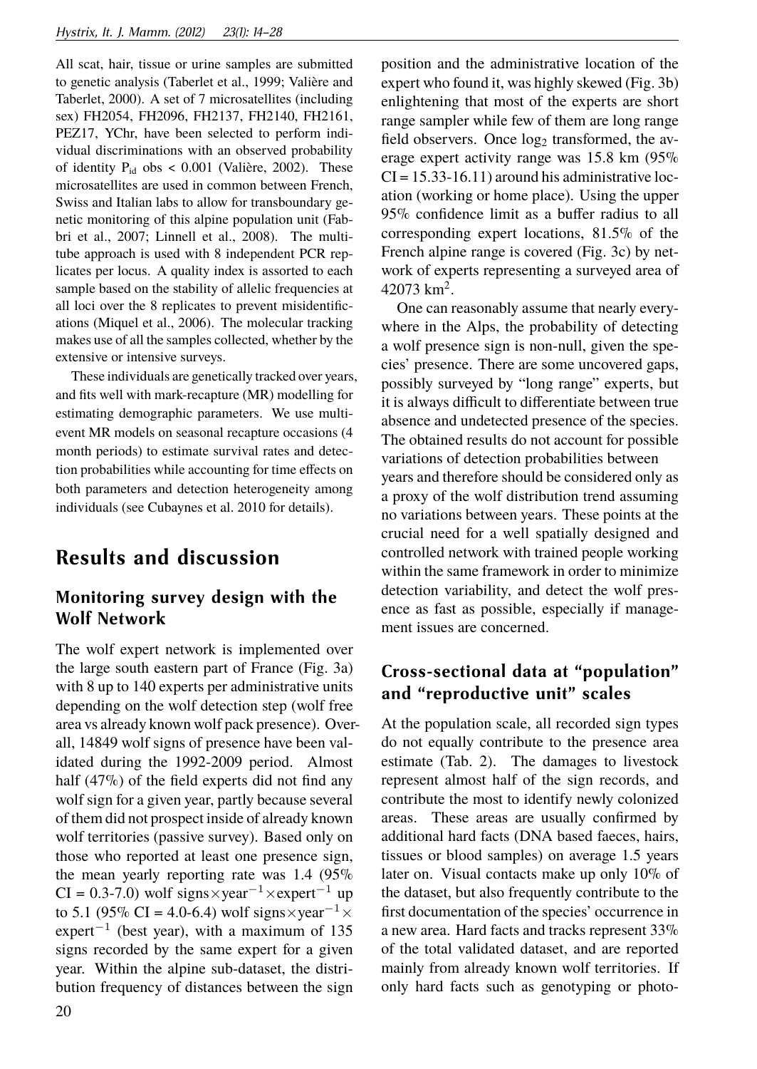All scat, hair, tissue or urine samples are submitted to genetic analysis (Taberlet et al., 1999; Valière and Taberlet, 2000). A set of 7 microsatellites (including sex) FH2054, FH2096, FH2137, FH2140, FH2161, PEZ17, YChr, have been selected to perform individual discriminations with an observed probability of identity $P_{id}$ obs < 0.001 (Valière, 2002). These microsatellites are used in common between French, Swiss and Italian labs to allow for transboundary genetic monitoring of this alpine population unit (Fabbri et al., 2007; Linnell et al., 2008). The multitube approach is used with 8 independent PCR replicates per locus. A quality index is assorted to each sample based on the stability of allelic frequencies at all loci over the 8 replicates to prevent misidentifications (Miquel et al., 2006). The molecular tracking makes use of all the samples collected, whether by the extensive or intensive surveys.

These individuals are genetically tracked over years, and fits well with mark-recapture (MR) modelling for estimating demographic parameters. We use multi-event MR models on seasonal recapture occasions (4 month periods) to estimate survival rates and detection probabilities while accounting for time effects on both parameters and detection heterogeneity among individuals (see Cubaynes et al. 2010 for details).

# Results and discussion

## Monitoring survey design with the Wolf Network

The wolf expert network is implemented over the large south eastern part of France (Fig. 3a) with 8 up to 140 experts per administrative units depending on the wolf detection step (wolf free area vs already known wolf pack presence). Overall, 14849 wolf signs of presence have been validated during the 1992-2009 period. Almost half (47%) of the field experts did not find any wolf sign for a given year, partly because several of them did not prospect inside of already known wolf territories (passive survey). Based only on those who reported at least one presence sign, the mean yearly reporting rate was 1.4 (95% CI = 0.3-7.0) wolf signs$\times$year$^{-1}\times$expert$^{-1}$ up to 5.1 (95% CI = 4.0-6.4) wolf signs$\times$year$^{-1}\times$ expert$^{-1}$ (best year), with a maximum of 135 signs recorded by the same expert for a given year. Within the alpine sub-dataset, the distribution frequency of distances between the sign position and the administrative location of the expert who found it, was highly skewed (Fig. 3b) enlightening that most of the experts are short range sampler while few of them are long range field observers. Once $\log_2$ transformed, the average expert activity range was 15.8 km (95% CI = 15.33-16.11) around his administrative location (working or home place). Using the upper 95% confidence limit as a buffer radius to all corresponding expert locations, 81.5% of the French alpine range is covered (Fig. 3c) by network of experts representing a surveyed area of 42073 km$^2$.

One can reasonably assume that nearly everywhere in the Alps, the probability of detecting a wolf presence sign is non-null, given the species' presence. There are some uncovered gaps, possibly surveyed by "long range" experts, but it is always difficult to differentiate between true absence and undetected presence of the species. The obtained results do not account for possible variations of detection probabilities between years and therefore should be considered only as a proxy of the wolf distribution trend assuming no variations between years. These points at the crucial need for a well spatially designed and controlled network with trained people working within the same framework in order to minimize detection variability, and detect the wolf presence as fast as possible, especially if management issues are concerned.

## Cross-sectional data at "population" and "reproductive unit" scales

At the population scale, all recorded sign types do not equally contribute to the presence area estimate (Tab. 2). The damages to livestock represent almost half of the sign records, and contribute the most to identify newly colonized areas. These areas are usually confirmed by additional hard facts (DNA based faeces, hairs, tissues or blood samples) on average 1.5 years later on. Visual contacts make up only 10% of the dataset, but also frequently contribute to the first documentation of the species' occurrence in a new area. Hard facts and tracks represent 33% of the total validated dataset, and are reported mainly from already known wolf territories. If only hard facts such as genotyping or photo-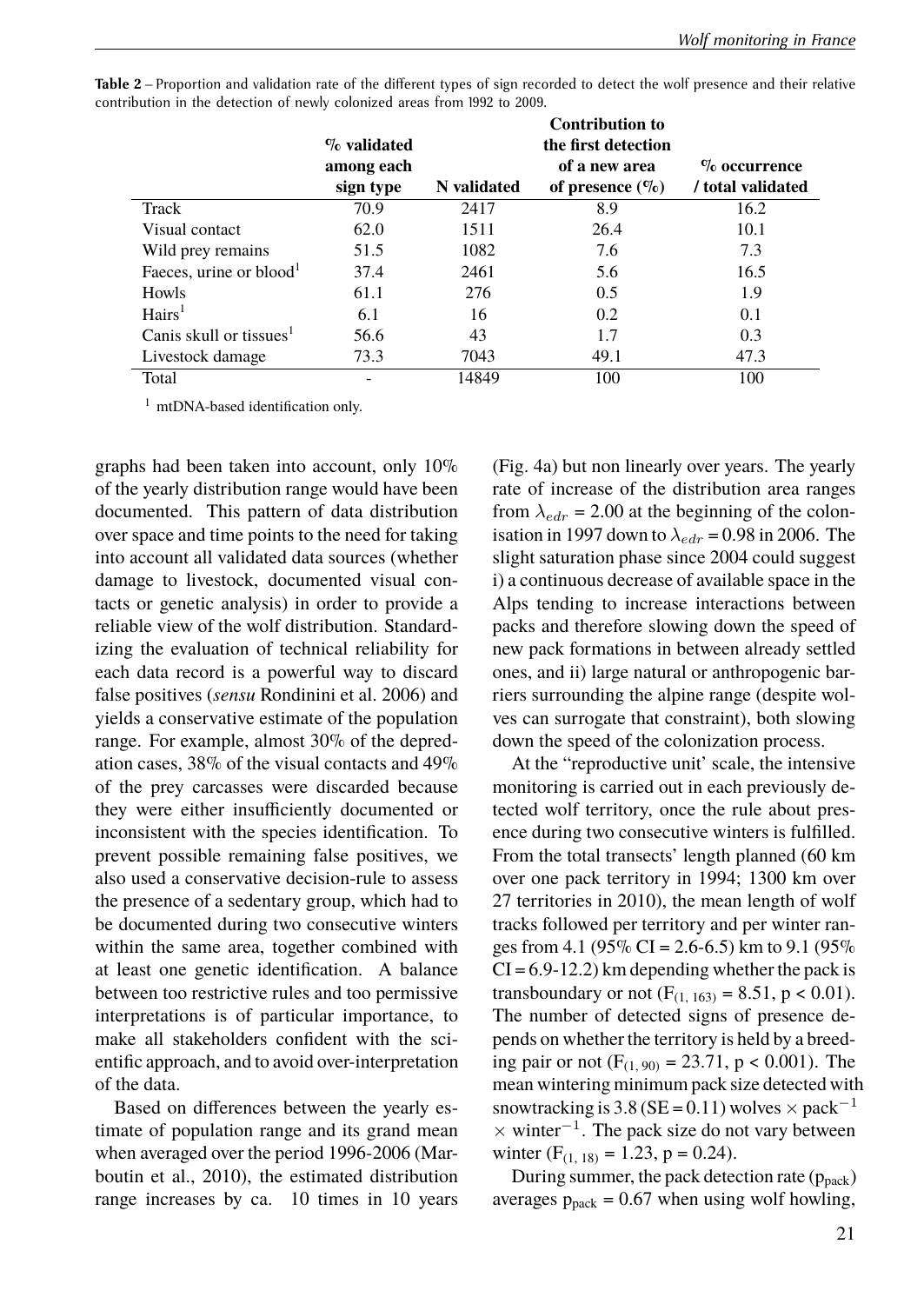**Table 2** – Proportion and validation rate of the different types of sign recorded to detect the wolf presence and their relative contribution in the detection of newly colonized areas from 1992 to 2009.

| | % validated among each sign type | N validated | Contribution to the first detection of a new area of presence (%) | % occurrence / total validated |
|---|---|---|---|---|
| Track | 70.9 | 2417 | 8.9 | 16.2 |
| Visual contact | 62.0 | 1511 | 26.4 | 10.1 |
| Wild prey remains | 51.5 | 1082 | 7.6 | 7.3 |
| Faeces, urine or blood[1] | 37.4 | 2461 | 5.6 | 16.5 |
| Howls | 61.1 | 276 | 0.5 | 1.9 |
| Hairs[1] | 6.1 | 16 | 0.2 | 0.1 |
| Canis skull or tissues[1] | 56.6 | 43 | 1.7 | 0.3 |
| Livestock damage | 73.3 | 7043 | 49.1 | 47.3 |
| Total | - | 14849 | 100 | 100 |

[1] mtDNA-based identification only.

graphs had been taken into account, only 10% of the yearly distribution range would have been documented. This pattern of data distribution over space and time points to the need for taking into account all validated data sources (whether damage to livestock, documented visual contacts or genetic analysis) in order to provide a reliable view of the wolf distribution. Standardizing the evaluation of technical reliability for each data record is a powerful way to discard false positives (*sensu* Rondinini et al. 2006) and yields a conservative estimate of the population range. For example, almost 30% of the depredation cases, 38% of the visual contacts and 49% of the prey carcasses were discarded because they were either insufficiently documented or inconsistent with the species identification. To prevent possible remaining false positives, we also used a conservative decision-rule to assess the presence of a sedentary group, which had to be documented during two consecutive winters within the same area, together combined with at least one genetic identification. A balance between too restrictive rules and too permissive interpretations is of particular importance, to make all stakeholders confident with the scientific approach, and to avoid over-interpretation of the data.

Based on differences between the yearly estimate of population range and its grand mean when averaged over the period 1996-2006 (Marboutin et al., 2010), the estimated distribution range increases by ca. 10 times in 10 years (Fig. 4a) but non linearly over years. The yearly rate of increase of the distribution area ranges from $\lambda_{edr}$ = 2.00 at the beginning of the colonisation in 1997 down to $\lambda_{edr}$ = 0.98 in 2006. The slight saturation phase since 2004 could suggest i) a continuous decrease of available space in the Alps tending to increase interactions between packs and therefore slowing down the speed of new pack formations in between already settled ones, and ii) large natural or anthropogenic barriers surrounding the alpine range (despite wolves can surrogate that constraint), both slowing down the speed of the colonization process.

At the "reproductive unit' scale, the intensive monitoring is carried out in each previously detected wolf territory, once the rule about presence during two consecutive winters is fulfilled. From the total transects' length planned (60 km over one pack territory in 1994; 1300 km over 27 territories in 2010), the mean length of wolf tracks followed per territory and per winter ranges from 4.1 (95% CI = 2.6-6.5) km to 9.1 (95% CI = 6.9-12.2) km depending whether the pack is transboundary or not ($F_{(1, 163)} = 8.51$, $p < 0.01$). The number of detected signs of presence depends on whether the territory is held by a breeding pair or not ($F_{(1, 90)} = 23.71$, $p < 0.001$). The mean wintering minimum pack size detected with snowtracking is 3.8 (SE = 0.11) wolves $\times$ pack$^{-1}$ $\times$ winter$^{-1}$. The pack size do not vary between winter ($F_{(1, 18)} = 1.23$, $p = 0.24$).

During summer, the pack detection rate ($p_{pack}$) averages $p_{pack} = 0.67$ when using wolf howling,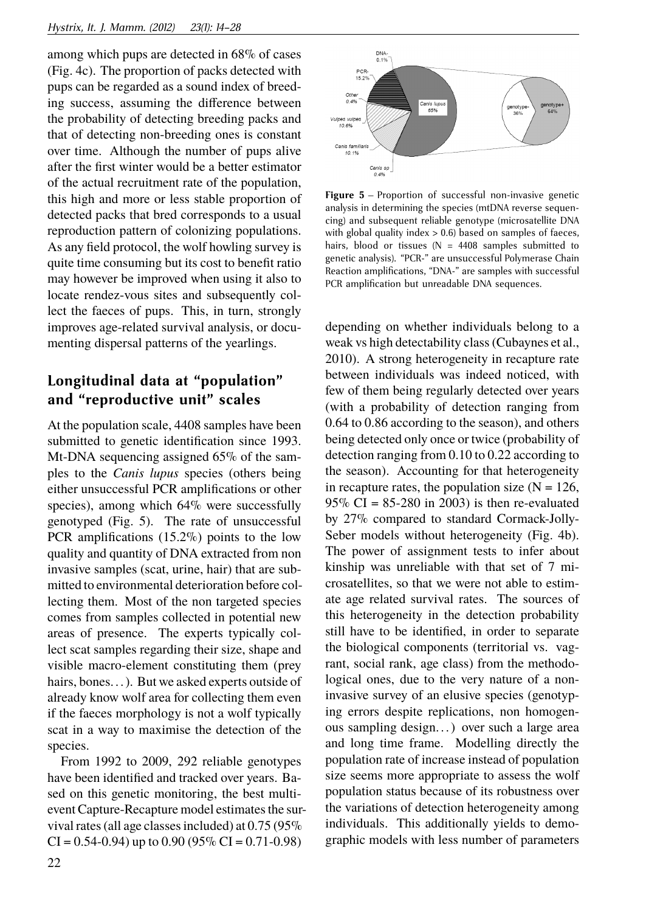among which pups are detected in 68% of cases (Fig. 4c). The proportion of packs detected with pups can be regarded as a sound index of breeding success, assuming the difference between the probability of detecting breeding packs and that of detecting non-breeding ones is constant over time. Although the number of pups alive after the first winter would be a better estimator of the actual recruitment rate of the population, this high and more or less stable proportion of detected packs that bred corresponds to a usual reproduction pattern of colonizing populations. As any field protocol, the wolf howling survey is quite time consuming but its cost to benefit ratio may however be improved when using it also to locate rendez-vous sites and subsequently collect the faeces of pups. This, in turn, strongly improves age-related survival analysis, or documenting dispersal patterns of the yearlings.

## Longitudinal data at "population" and "reproductive unit" scales

At the population scale, 4408 samples have been submitted to genetic identification since 1993. Mt-DNA sequencing assigned 65% of the samples to the *Canis lupus* species (others being either unsuccessful PCR amplifications or other species), among which 64% were successfully genotyped (Fig. 5). The rate of unsuccessful PCR amplifications (15.2%) points to the low quality and quantity of DNA extracted from non invasive samples (scat, urine, hair) that are submitted to environmental deterioration before collecting them. Most of the non targeted species comes from samples collected in potential new areas of presence. The experts typically collect scat samples regarding their size, shape and visible macro-element constituting them (prey hairs, bones...). But we asked experts outside of already know wolf area for collecting them even if the faeces morphology is not a wolf typically scat in a way to maximise the detection of the species.

From 1992 to 2009, 292 reliable genotypes have been identified and tracked over years. Based on this genetic monitoring, the best multi-event Capture-Recapture model estimates the survival rates (all age classes included) at 0.75 (95% CI = 0.54-0.94) up to 0.90 (95% CI = 0.71-0.98)

DNA- 0.1%
PCR- 15.2%
Other 0.4%
*Vulpes vulpes* 10.6%
*Canis familiaris* 10.1%
*Canis sp* 0.4%
*Canis lupus* 65%
genotype- 36%
genotype+ 64%

**Figure 5** – Proportion of successful non-invasive genetic analysis in determining the species (mtDNA reverse sequencing) and subsequent reliable genotype (microsatellite DNA with global quality index > 0.6) based on samples of faeces, hairs, blood or tissues (N = 4408 samples submitted to genetic analysis). "PCR-" are unsuccessful Polymerase Chain Reaction amplifications, "DNA-" are samples with successful PCR amplification but unreadable DNA sequences.

depending on whether individuals belong to a weak vs high detectability class (Cubaynes et al., 2010). A strong heterogeneity in recapture rate between individuals was indeed noticed, with few of them being regularly detected over years (with a probability of detection ranging from 0.64 to 0.86 according to the season), and others being detected only once or twice (probability of detection ranging from 0.10 to 0.22 according to the season). Accounting for that heterogeneity in recapture rates, the population size (N = 126, 95% CI = 85-280 in 2003) is then re-evaluated by 27% compared to standard Cormack-Jolly-Seber models without heterogeneity (Fig. 4b). The power of assignment tests to infer about kinship was unreliable with that set of 7 microsatellites, so that we were not able to estimate age related survival rates. The sources of this heterogeneity in the detection probability still have to be identified, in order to separate the biological components (territorial vs. vagrant, social rank, age class) from the methodological ones, due to the very nature of a non-invasive survey of an elusive species (genotyping errors despite replications, non homogenous sampling design...) over such a large area and long time frame. Modelling directly the population rate of increase instead of population size seems more appropriate to assess the wolf population status because of its robustness over the variations of detection heterogeneity among individuals. This additionally yields to demographic models with less number of parameters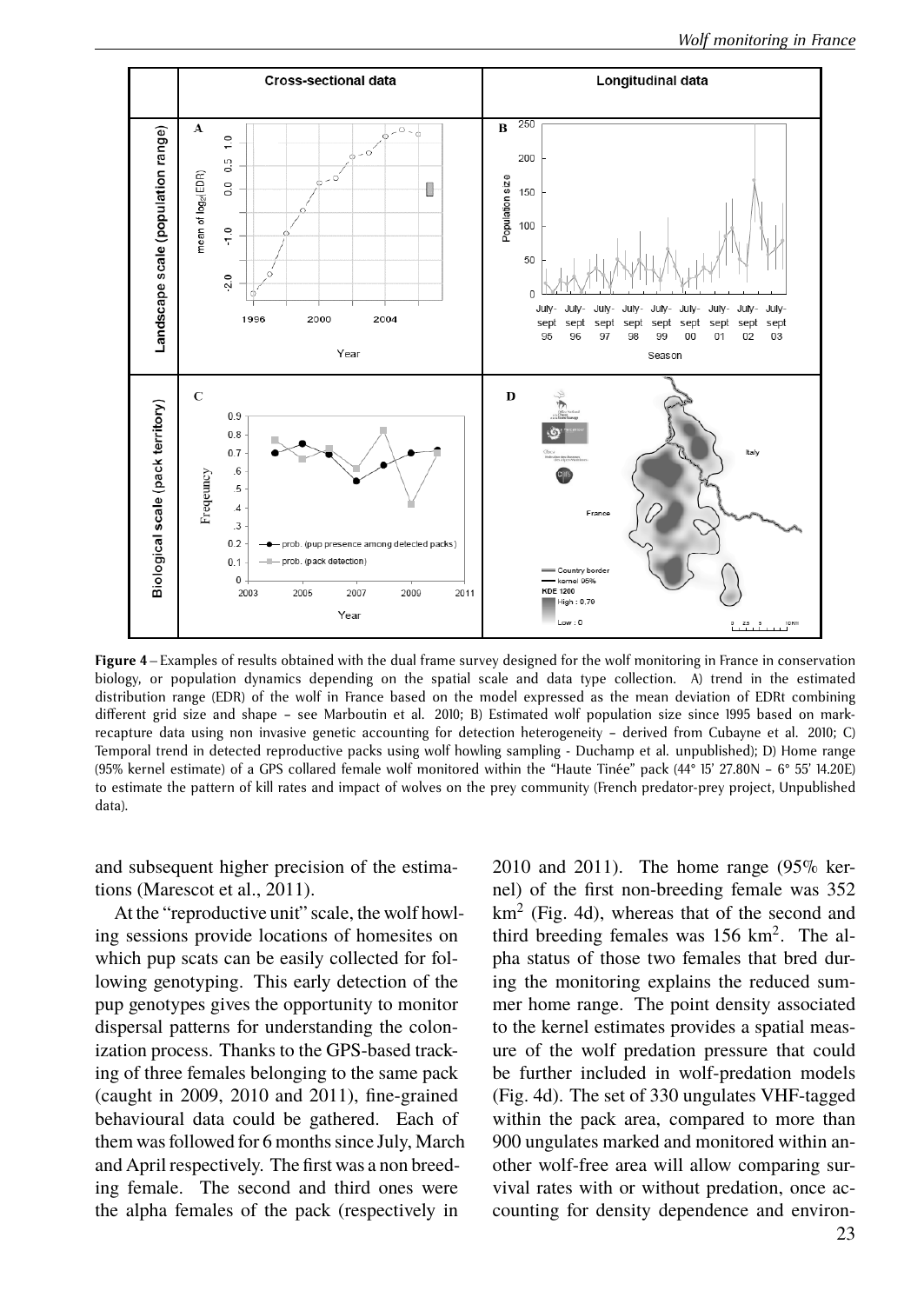**Figure 4** – Examples of results obtained with the dual frame survey designed for the wolf monitoring in France in conservation biology, or population dynamics depending on the spatial scale and data type collection. A) trend in the estimated distribution range (EDR) of the wolf in France based on the model expressed as the mean deviation of EDRt combining different grid size and shape – see Marboutin et al. 2010; B) Estimated wolf population size since 1995 based on mark-recapture data using non invasive genetic accounting for detection heterogeneity – derived from Cubayne et al. 2010; C) Temporal trend in detected reproductive packs using wolf howling sampling - Duchamp et al. unpublished); D) Home range (95% kernel estimate) of a GPS collared female wolf monitored within the "Haute Tinée" pack (44° 15' 27.80N – 6° 55' 14.20E) to estimate the pattern of kill rates and impact of wolves on the prey community (French predator-prey project, Unpublished data).

and subsequent higher precision of the estimations (Marescot et al., 2011).

At the "reproductive unit" scale, the wolf howling sessions provide locations of homesites on which pup scats can be easily collected for following genotyping. This early detection of the pup genotypes gives the opportunity to monitor dispersal patterns for understanding the colonization process. Thanks to the GPS-based tracking of three females belonging to the same pack (caught in 2009, 2010 and 2011), fine-grained behavioural data could be gathered. Each of them was followed for 6 months since July, March and April respectively. The first was a non breeding female. The second and third ones were the alpha females of the pack (respectively in 2010 and 2011). The home range (95% kernel) of the first non-breeding female was 352 km$^2$ (Fig. 4d), whereas that of the second and third breeding females was 156 km$^2$. The alpha status of those two females that bred during the monitoring explains the reduced summer home range. The point density associated to the kernel estimates provides a spatial measure of the wolf predation pressure that could be further included in wolf-predation models (Fig. 4d). The set of 330 ungulates VHF-tagged within the pack area, compared to more than 900 ungulates marked and monitored within another wolf-free area will allow comparing survival rates with or without predation, once accounting for density dependence and environ-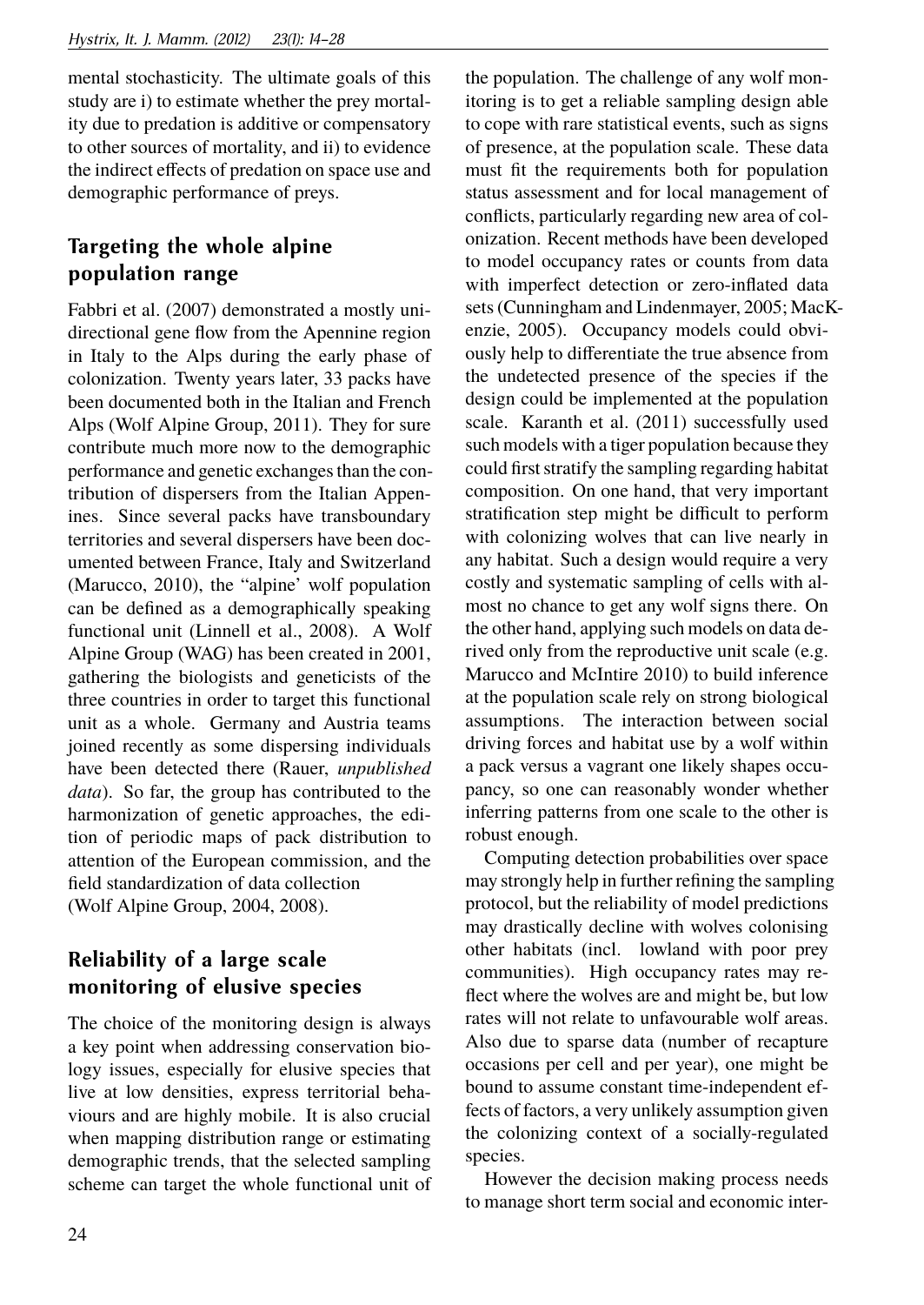mental stochasticity. The ultimate goals of this study are i) to estimate whether the prey mortality due to predation is additive or compensatory to other sources of mortality, and ii) to evidence the indirect effects of predation on space use and demographic performance of preys.

## Targeting the whole alpine population range

Fabbri et al. (2007) demonstrated a mostly unidirectional gene flow from the Apennine region in Italy to the Alps during the early phase of colonization. Twenty years later, 33 packs have been documented both in the Italian and French Alps (Wolf Alpine Group, 2011). They for sure contribute much more now to the demographic performance and genetic exchanges than the contribution of dispersers from the Italian Appenines. Since several packs have transboundary territories and several dispersers have been documented between France, Italy and Switzerland (Marucco, 2010), the "alpine' wolf population can be defined as a demographically speaking functional unit (Linnell et al., 2008). A Wolf Alpine Group (WAG) has been created in 2001, gathering the biologists and geneticists of the three countries in order to target this functional unit as a whole. Germany and Austria teams joined recently as some dispersing individuals have been detected there (Rauer, *unpublished data*). So far, the group has contributed to the harmonization of genetic approaches, the edition of periodic maps of pack distribution to attention of the European commission, and the field standardization of data collection (Wolf Alpine Group, 2004, 2008).

## Reliability of a large scale monitoring of elusive species

The choice of the monitoring design is always a key point when addressing conservation biology issues, especially for elusive species that live at low densities, express territorial behaviours and are highly mobile. It is also crucial when mapping distribution range or estimating demographic trends, that the selected sampling scheme can target the whole functional unit of the population. The challenge of any wolf monitoring is to get a reliable sampling design able to cope with rare statistical events, such as signs of presence, at the population scale. These data must fit the requirements both for population status assessment and for local management of conflicts, particularly regarding new area of colonization. Recent methods have been developed to model occupancy rates or counts from data with imperfect detection or zero-inflated data sets (Cunningham and Lindenmayer, 2005; MacKenzie, 2005). Occupancy models could obviously help to differentiate the true absence from the undetected presence of the species if the design could be implemented at the population scale. Karanth et al. (2011) successfully used such models with a tiger population because they could first stratify the sampling regarding habitat composition. On one hand, that very important stratification step might be difficult to perform with colonizing wolves that can live nearly in any habitat. Such a design would require a very costly and systematic sampling of cells with almost no chance to get any wolf signs there. On the other hand, applying such models on data derived only from the reproductive unit scale (e.g. Marucco and McIntire 2010) to build inference at the population scale rely on strong biological assumptions. The interaction between social driving forces and habitat use by a wolf within a pack versus a vagrant one likely shapes occupancy, so one can reasonably wonder whether inferring patterns from one scale to the other is robust enough.

Computing detection probabilities over space may strongly help in further refining the sampling protocol, but the reliability of model predictions may drastically decline with wolves colonising other habitats (incl. lowland with poor prey communities). High occupancy rates may reflect where the wolves are and might be, but low rates will not relate to unfavourable wolf areas. Also due to sparse data (number of recapture occasions per cell and per year), one might be bound to assume constant time-independent effects of factors, a very unlikely assumption given the colonizing context of a socially-regulated species.

However the decision making process needs to manage short term social and economic inter-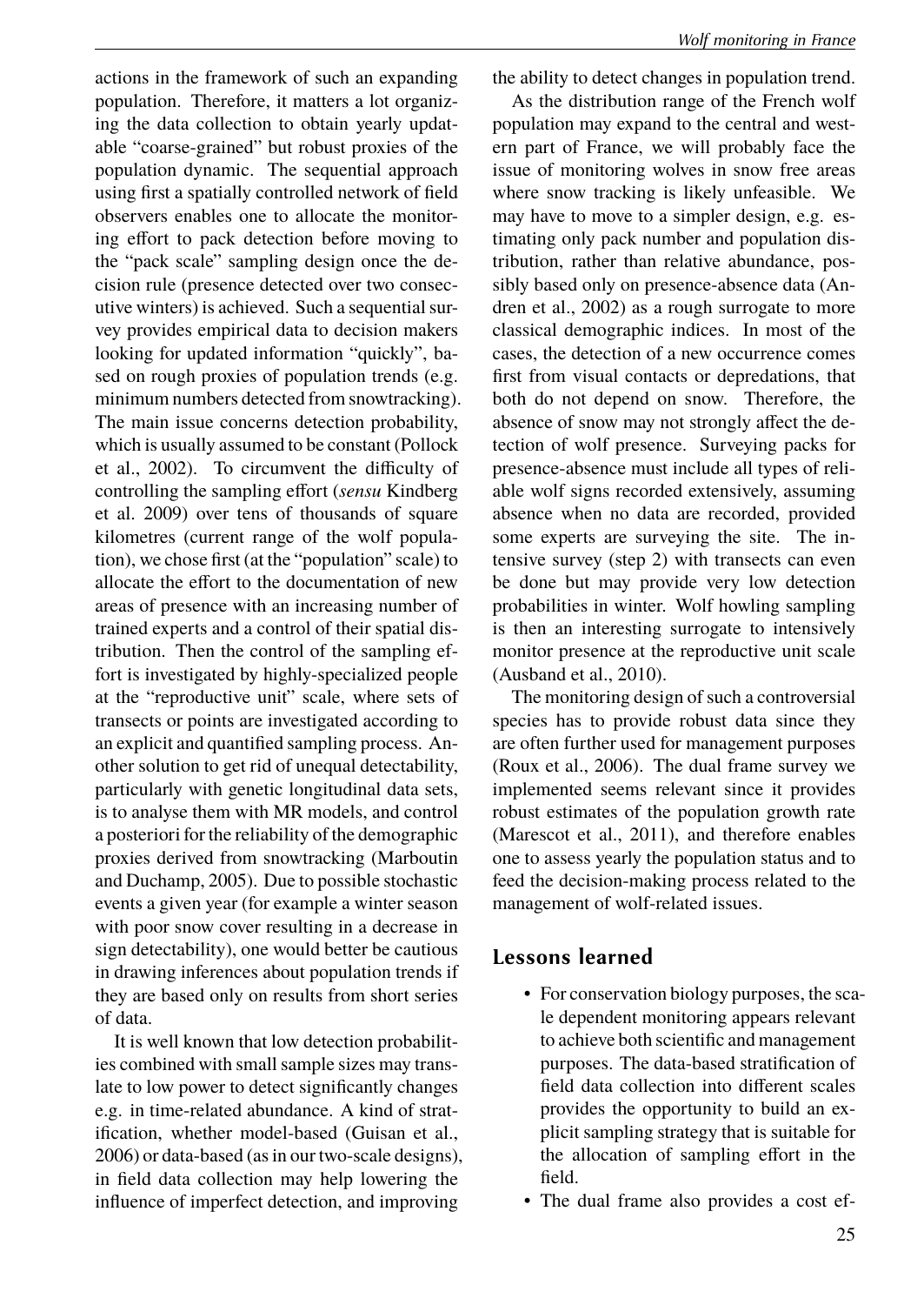actions in the framework of such an expanding population. Therefore, it matters a lot organizing the data collection to obtain yearly updatable "coarse-grained" but robust proxies of the population dynamic. The sequential approach using first a spatially controlled network of field observers enables one to allocate the monitoring effort to pack detection before moving to the "pack scale" sampling design once the decision rule (presence detected over two consecutive winters) is achieved. Such a sequential survey provides empirical data to decision makers looking for updated information "quickly", based on rough proxies of population trends (e.g. minimum numbers detected from snowtracking). The main issue concerns detection probability, which is usually assumed to be constant (Pollock et al., 2002). To circumvent the difficulty of controlling the sampling effort (*sensu* Kindberg et al. 2009) over tens of thousands of square kilometres (current range of the wolf population), we chose first (at the "population" scale) to allocate the effort to the documentation of new areas of presence with an increasing number of trained experts and a control of their spatial distribution. Then the control of the sampling effort is investigated by highly-specialized people at the "reproductive unit" scale, where sets of transects or points are investigated according to an explicit and quantified sampling process. Another solution to get rid of unequal detectability, particularly with genetic longitudinal data sets, is to analyse them with MR models, and control a posteriori for the reliability of the demographic proxies derived from snowtracking (Marboutin and Duchamp, 2005). Due to possible stochastic events a given year (for example a winter season with poor snow cover resulting in a decrease in sign detectability), one would better be cautious in drawing inferences about population trends if they are based only on results from short series of data.

It is well known that low detection probabilities combined with small sample sizes may translate to low power to detect significantly changes e.g. in time-related abundance. A kind of stratification, whether model-based (Guisan et al., 2006) or data-based (as in our two-scale designs), in field data collection may help lowering the influence of imperfect detection, and improving the ability to detect changes in population trend.

As the distribution range of the French wolf population may expand to the central and western part of France, we will probably face the issue of monitoring wolves in snow free areas where snow tracking is likely unfeasible. We may have to move to a simpler design, e.g. estimating only pack number and population distribution, rather than relative abundance, possibly based only on presence-absence data (Andren et al., 2002) as a rough surrogate to more classical demographic indices. In most of the cases, the detection of a new occurrence comes first from visual contacts or depredations, that both do not depend on snow. Therefore, the absence of snow may not strongly affect the detection of wolf presence. Surveying packs for presence-absence must include all types of reliable wolf signs recorded extensively, assuming absence when no data are recorded, provided some experts are surveying the site. The intensive survey (step 2) with transects can even be done but may provide very low detection probabilities in winter. Wolf howling sampling is then an interesting surrogate to intensively monitor presence at the reproductive unit scale (Ausband et al., 2010).

The monitoring design of such a controversial species has to provide robust data since they are often further used for management purposes (Roux et al., 2006). The dual frame survey we implemented seems relevant since it provides robust estimates of the population growth rate (Marescot et al., 2011), and therefore enables one to assess yearly the population status and to feed the decision-making process related to the management of wolf-related issues.

## Lessons learned

- For conservation biology purposes, the scale dependent monitoring appears relevant to achieve both scientific and management purposes. The data-based stratification of field data collection into different scales provides the opportunity to build an explicit sampling strategy that is suitable for the allocation of sampling effort in the field.
- The dual frame also provides a cost ef-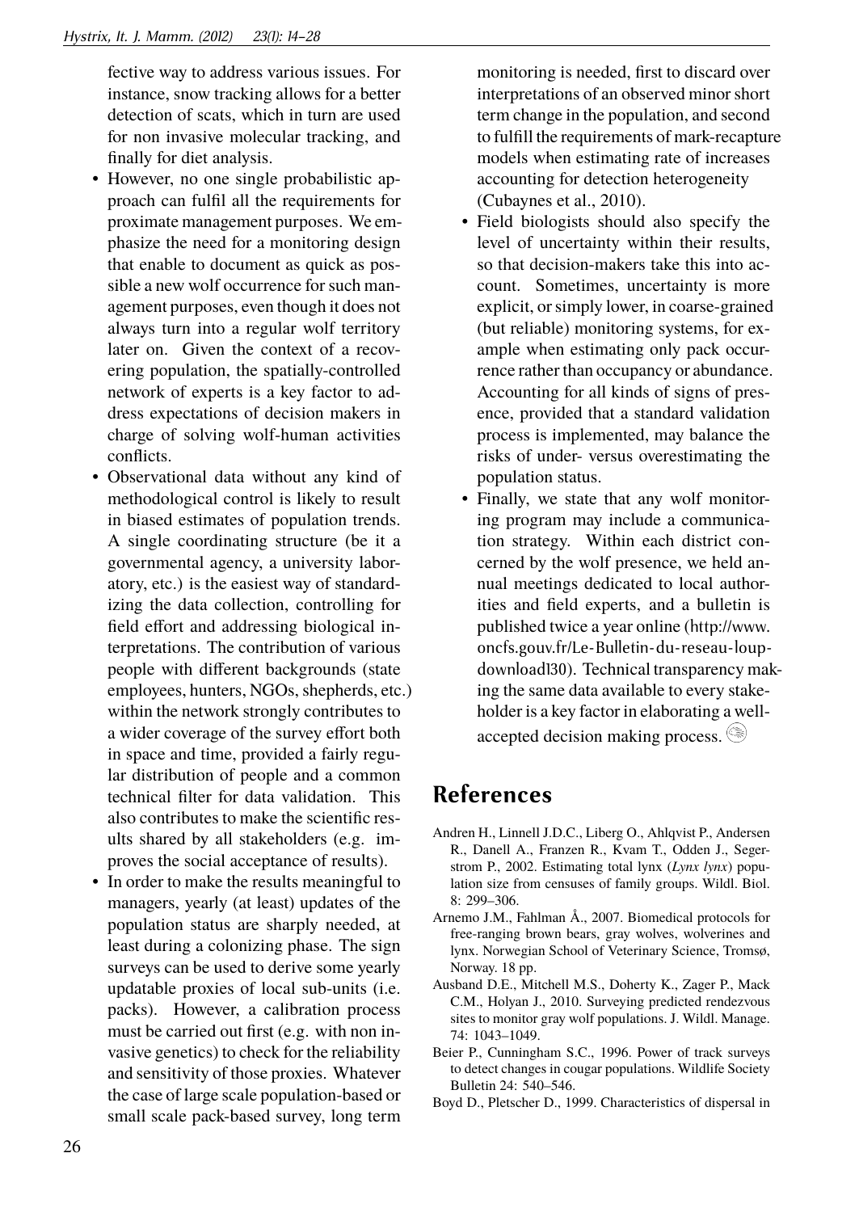fective way to address various issues. For instance, snow tracking allows for a better detection of scats, which in turn are used for non invasive molecular tracking, and finally for diet analysis.

- However, no one single probabilistic approach can fulfil all the requirements for proximate management purposes. We emphasize the need for a monitoring design that enable to document as quick as possible a new wolf occurrence for such management purposes, even though it does not always turn into a regular wolf territory later on. Given the context of a recovering population, the spatially-controlled network of experts is a key factor to address expectations of decision makers in charge of solving wolf-human activities conflicts.
- Observational data without any kind of methodological control is likely to result in biased estimates of population trends. A single coordinating structure (be it a governmental agency, a university laboratory, etc.) is the easiest way of standardizing the data collection, controlling for field effort and addressing biological interpretations. The contribution of various people with different backgrounds (state employees, hunters, NGOs, shepherds, etc.) within the network strongly contributes to a wider coverage of the survey effort both in space and time, provided a fairly regular distribution of people and a common technical filter for data validation. This also contributes to make the scientific results shared by all stakeholders (e.g. improves the social acceptance of results).
- In order to make the results meaningful to managers, yearly (at least) updates of the population status are sharply needed, at least during a colonizing phase. The sign surveys can be used to derive some yearly updatable proxies of local sub-units (i.e. packs). However, a calibration process must be carried out first (e.g. with non invasive genetics) to check for the reliability and sensitivity of those proxies. Whatever the case of large scale population-based or small scale pack-based survey, long term monitoring is needed, first to discard over interpretations of an observed minor short term change in the population, and second to fulfill the requirements of mark-recapture models when estimating rate of increases accounting for detection heterogeneity (Cubaynes et al., 2010).
- Field biologists should also specify the level of uncertainty within their results, so that decision-makers take this into account. Sometimes, uncertainty is more explicit, or simply lower, in coarse-grained (but reliable) monitoring systems, for example when estimating only pack occurrence rather than occupancy or abundance. Accounting for all kinds of signs of presence, provided that a standard validation process is implemented, may balance the risks of under- versus overestimating the population status.
- Finally, we state that any wolf monitoring program may include a communication strategy. Within each district concerned by the wolf presence, we held annual meetings dedicated to local authorities and field experts, and a bulletin is published twice a year online (http://www.oncfs.gouv.fr/Le-Bulletin-du-reseau-loup-download130). Technical transparency making the same data available to every stakeholder is a key factor in elaborating a well-accepted decision making process.

## References

Andren H., Linnell J.D.C., Liberg O., Ahlqvist P., Andersen R., Danell A., Franzen R., Kvam T., Odden J., Segerstrom P., 2002. Estimating total lynx (*Lynx lynx*) population size from censuses of family groups. Wildl. Biol. 8: 299–306.

Arnemo J.M., Fahlman Å., 2007. Biomedical protocols for free-ranging brown bears, gray wolves, wolverines and lynx. Norwegian School of Veterinary Science, Tromsø, Norway. 18 pp.

Ausband D.E., Mitchell M.S., Doherty K., Zager P., Mack C.M., Holyan J., 2010. Surveying predicted rendezvous sites to monitor gray wolf populations. J. Wildl. Manage. 74: 1043–1049.

Beier P., Cunningham S.C., 1996. Power of track surveys to detect changes in cougar populations. Wildlife Society Bulletin 24: 540–546.

Boyd D., Pletscher D., 1999. Characteristics of dispersal in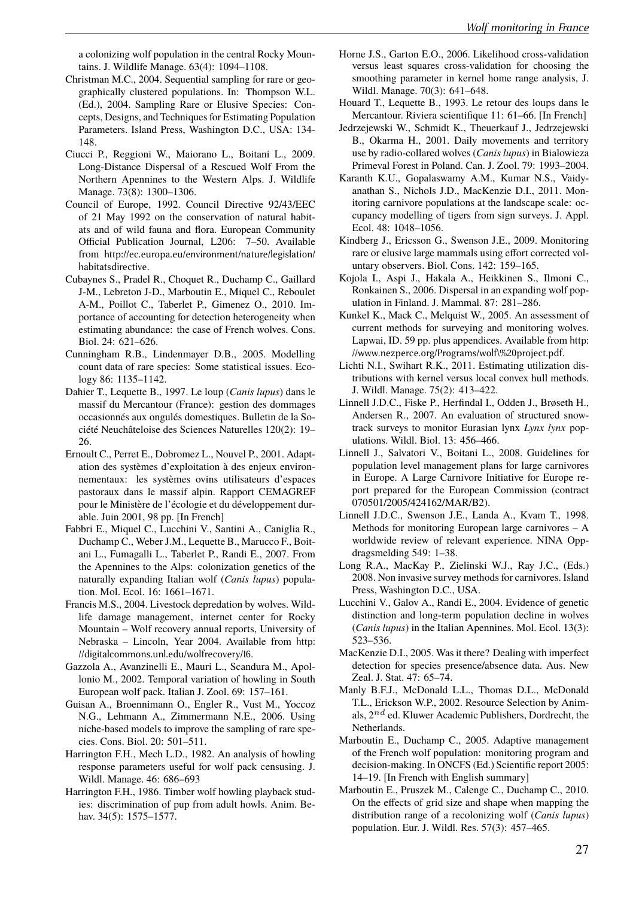a colonizing wolf population in the central Rocky Mountains. J. Wildlife Manage. 63(4): 1094–1108.

Christman M.C., 2004. Sequential sampling for rare or geographically clustered populations. In: Thompson W.L. (Ed.), 2004. Sampling Rare or Elusive Species: Concepts, Designs, and Techniques for Estimating Population Parameters. Island Press, Washington D.C., USA: 134-148.

Ciucci P., Reggioni W., Maiorano L., Boitani L., 2009. Long-Distance Dispersal of a Rescued Wolf From the Northern Apennines to the Western Alps. J. Wildlife Manage. 73(8): 1300–1306.

Council of Europe, 1992. Council Directive 92/43/EEC of 21 May 1992 on the conservation of natural habitats and of wild fauna and flora. European Community Official Publication Journal, L206: 7–50. Available from http://ec.europa.eu/environment/nature/legislation/habitatsdirective.

Cubaynes S., Pradel R., Choquet R., Duchamp C., Gaillard J-M., Lebreton J-D., Marboutin E., Miquel C., Reboulet A-M., Poillot C., Taberlet P., Gimenez O., 2010. Importance of accounting for detection heterogeneity when estimating abundance: the case of French wolves. Cons. Biol. 24: 621–626.

Cunningham R.B., Lindenmayer D.B., 2005. Modelling count data of rare species: Some statistical issues. Ecology 86: 1135–1142.

Dahier T., Lequette B., 1997. Le loup (*Canis lupus*) dans le massif du Mercantour (France): gestion des dommages occasionnés aux ongulés domestiques. Bulletin de la Société Neuchâteloise des Sciences Naturelles 120(2): 19–26.

Ernoult C., Perret E., Dobromez L., Nouvel P., 2001. Adaptation des systèmes d'exploitation à des enjeux environnementaux: les systèmes ovins utilisateurs d'espaces pastoraux dans le massif alpin. Rapport CEMAGREF pour le Ministère de l'écologie et du développement durable. Juin 2001, 98 pp. [In French]

Fabbri E., Miquel C., Lucchini V., Santini A., Caniglia R., Duchamp C., Weber J.M., Lequette B., Marucco F., Boitani L., Fumagalli L., Taberlet P., Randi E., 2007. From the Apennines to the Alps: colonization genetics of the naturally expanding Italian wolf (*Canis lupus*) population. Mol. Ecol. 16: 1661–1671.

Francis M.S., 2004. Livestock depredation by wolves. Wildlife damage management, internet center for Rocky Mountain – Wolf recovery annual reports, University of Nebraska – Lincoln, Year 2004. Available from http://digitalcommons.unl.edu/wolfrecovery/l6.

Gazzola A., Avanzinelli E., Mauri L., Scandura M., Apollonio M., 2002. Temporal variation of howling in South European wolf pack. Italian J. Zool. 69: 157–161.

Guisan A., Broennimann O., Engler R., Vust M., Yoccoz N.G., Lehmann A., Zimmermann N.E., 2006. Using niche-based models to improve the sampling of rare species. Cons. Biol. 20: 501–511.

Harrington F.H., Mech L.D., 1982. An analysis of howling response parameters useful for wolf pack censusing. J. Wildl. Manage. 46: 686–693

Harrington F.H., 1986. Timber wolf howling playback studies: discrimination of pup from adult howls. Anim. Behav. 34(5): 1575–1577.

Horne J.S., Garton E.O., 2006. Likelihood cross-validation versus least squares cross-validation for choosing the smoothing parameter in kernel home range analysis, J. Wildl. Manage. 70(3): 641–648.

Houard T., Lequette B., 1993. Le retour des loups dans le Mercantour. Riviera scientifique 11: 61–66. [In French]

Jedrzejewski W., Schmidt K., Theuerkauf J., Jedrzejewski B., Okarma H., 2001. Daily movements and territory use by radio-collared wolves (*Canis lupus*) in Bialowieza Primeval Forest in Poland. Can. J. Zool. 79: 1993–2004.

Karanth K.U., Gopalaswamy A.M., Kumar N.S., Vaidyanathan S., Nichols J.D., MacKenzie D.I., 2011. Monitoring carnivore populations at the landscape scale: occupancy modelling of tigers from sign surveys. J. Appl. Ecol. 48: 1048–1056.

Kindberg J., Ericsson G., Swenson J.E., 2009. Monitoring rare or elusive large mammals using effort corrected voluntary observers. Biol. Cons. 142: 159–165.

Kojola I., Aspi J., Hakala A., Heikkinen S., Ilmoni C., Ronkainen S., 2006. Dispersal in an expanding wolf population in Finland. J. Mammal. 87: 281–286.

Kunkel K., Mack C., Melquist W., 2005. An assessment of current methods for surveying and monitoring wolves. Lapwai, ID. 59 pp. plus appendices. Available from http://www.nezperce.org/Programs/wolf\%20project.pdf.

Lichti N.I., Swihart R.K., 2011. Estimating utilization distributions with kernel versus local convex hull methods. J. Wildl. Manage. 75(2): 413–422.

Linnell J.D.C., Fiske P., Herfindal I., Odden J., Brøseth H., Andersen R., 2007. An evaluation of structured snowtrack surveys to monitor Eurasian lynx *Lynx lynx* populations. Wildl. Biol. 13: 456–466.

Linnell J., Salvatori V., Boitani L., 2008. Guidelines for population level management plans for large carnivores in Europe. A Large Carnivore Initiative for Europe report prepared for the European Commission (contract 070501/2005/424162/MAR/B2).

Linnell J.D.C., Swenson J.E., Landa A., Kvam T., 1998. Methods for monitoring European large carnivores – A worldwide review of relevant experience. NINA Oppdragsmelding 549: 1–38.

Long R.A., MacKay P., Zielinski W.J., Ray J.C., (Eds.) 2008. Non invasive survey methods for carnivores. Island Press, Washington D.C., USA.

Lucchini V., Galov A., Randi E., 2004. Evidence of genetic distinction and long-term population decline in wolves (*Canis lupus*) in the Italian Apennines. Mol. Ecol. 13(3): 523–536.

MacKenzie D.I., 2005. Was it there? Dealing with imperfect detection for species presence/absence data. Aus. New Zeal. J. Stat. 47: 65–74.

Manly B.F.J., McDonald L.L., Thomas D.L., McDonald T.L., Erickson W.P., 2002. Resource Selection by Animals, $2^{nd}$ ed. Kluwer Academic Publishers, Dordrecht, the Netherlands.

Marboutin E., Duchamp C., 2005. Adaptive management of the French wolf population: monitoring program and decision-making. In ONCFS (Ed.) Scientific report 2005: 14–19. [In French with English summary]

Marboutin E., Pruszek M., Calenge C., Duchamp C., 2010. On the effects of grid size and shape when mapping the distribution range of a recolonizing wolf (*Canis lupus*) population. Eur. J. Wildl. Res. 57(3): 457–465.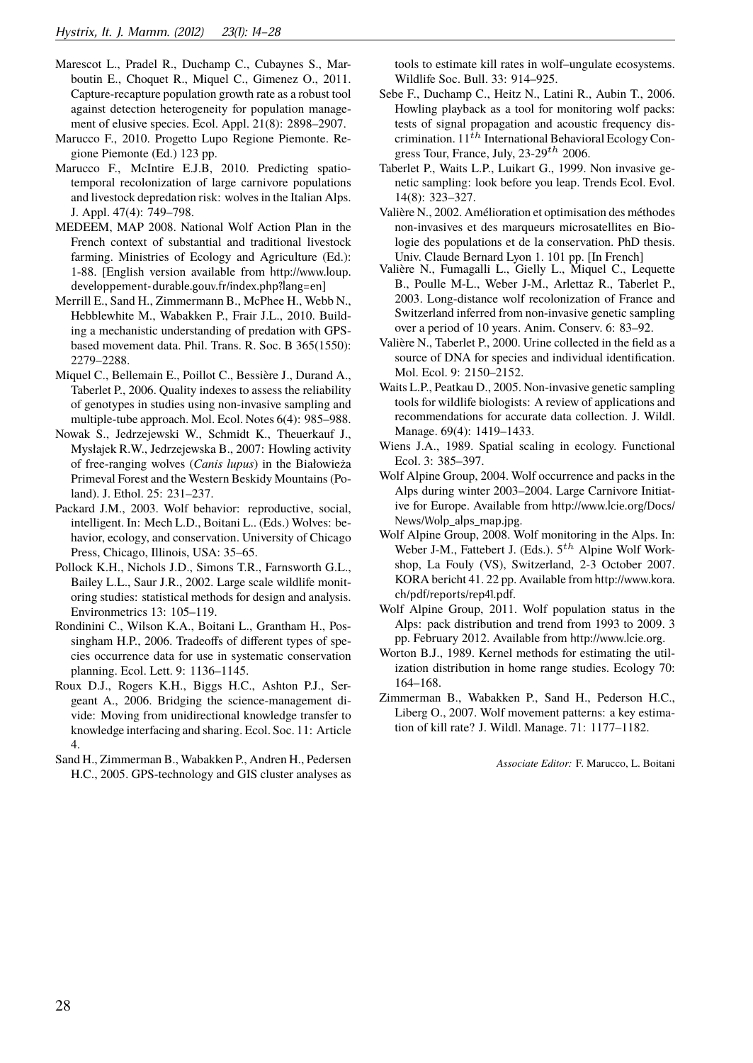Marescot L., Pradel R., Duchamp C., Cubaynes S., Marboutin E., Choquet R., Miquel C., Gimenez O., 2011. Capture-recapture population growth rate as a robust tool against detection heterogeneity for population management of elusive species. Ecol. Appl. 21(8): 2898–2907.

Marucco F., 2010. Progetto Lupo Regione Piemonte. Regione Piemonte (Ed.) 123 pp.

Marucco F., McIntire E.J.B, 2010. Predicting spatiotemporal recolonization of large carnivore populations and livestock depredation risk: wolves in the Italian Alps. J. Appl. 47(4): 749–798.

MEDEEM, MAP 2008. National Wolf Action Plan in the French context of substantial and traditional livestock farming. Ministries of Ecology and Agriculture (Ed.): 1-88. [English version available from http://www.loup.developpement-durable.gouv.fr/index.php?lang=en]

Merrill E., Sand H., Zimmermann B., McPhee H., Webb N., Hebblewhite M., Wabakken P., Frair J.L., 2010. Building a mechanistic understanding of predation with GPS-based movement data. Phil. Trans. R. Soc. B 365(1550): 2279–2288.

Miquel C., Bellemain E., Poillot C., Bessière J., Durand A., Taberlet P., 2006. Quality indexes to assess the reliability of genotypes in studies using non-invasive sampling and multiple-tube approach. Mol. Ecol. Notes 6(4): 985–988.

Nowak S., Jedrzejewski W., Schmidt K., Theuerkauf J., Mysłajek R.W., Jedrzejewska B., 2007: Howling activity of free-ranging wolves (*Canis lupus*) in the Białowieża Primeval Forest and the Western Beskidy Mountains (Poland). J. Ethol. 25: 231–237.

Packard J.M., 2003. Wolf behavior: reproductive, social, intelligent. In: Mech L.D., Boitani L.. (Eds.) Wolves: behavior, ecology, and conservation. University of Chicago Press, Chicago, Illinois, USA: 35–65.

Pollock K.H., Nichols J.D., Simons T.R., Farnsworth G.L., Bailey L.L., Saur J.R., 2002. Large scale wildlife monitoring studies: statistical methods for design and analysis. Environmetrics 13: 105–119.

Rondinini C., Wilson K.A., Boitani L., Grantham H., Possingham H.P., 2006. Tradeoffs of different types of species occurrence data for use in systematic conservation planning. Ecol. Lett. 9: 1136–1145.

Roux D.J., Rogers K.H., Biggs H.C., Ashton P.J., Sergeant A., 2006. Bridging the science-management divide: Moving from unidirectional knowledge transfer to knowledge interfacing and sharing. Ecol. Soc. 11: Article 4.

Sand H., Zimmerman B., Wabakken P., Andren H., Pedersen H.C., 2005. GPS-technology and GIS cluster analyses as tools to estimate kill rates in wolf–ungulate ecosystems. Wildlife Soc. Bull. 33: 914–925.

Sebe F., Duchamp C., Heitz N., Latini R., Aubin T., 2006. Howling playback as a tool for monitoring wolf packs: tests of signal propagation and acoustic frequency discrimination. $11^{th}$ International Behavioral Ecology Congress Tour, France, July, 23-$29^{th}$ 2006.

Taberlet P., Waits L.P., Luikart G., 1999. Non invasive genetic sampling: look before you leap. Trends Ecol. Evol. 14(8): 323–327.

Valière N., 2002. Amélioration et optimisation des méthodes non-invasives et des marqueurs microsatellites en Biologie des populations et de la conservation. PhD thesis. Univ. Claude Bernard Lyon 1. 101 pp. [In French]

Valière N., Fumagalli L., Gielly L., Miquel C., Lequette B., Poulle M-L., Weber J-M., Arlettaz R., Taberlet P., 2003. Long-distance wolf recolonization of France and Switzerland inferred from non-invasive genetic sampling over a period of 10 years. Anim. Conserv. 6: 83–92.

Valière N., Taberlet P., 2000. Urine collected in the field as a source of DNA for species and individual identification. Mol. Ecol. 9: 2150–2152.

Waits L.P., Peatkau D., 2005. Non-invasive genetic sampling tools for wildlife biologists: A review of applications and recommendations for accurate data collection. J. Wildl. Manage. 69(4): 1419–1433.

Wiens J.A., 1989. Spatial scaling in ecology. Functional Ecol. 3: 385–397.

Wolf Alpine Group, 2004. Wolf occurrence and packs in the Alps during winter 2003–2004. Large Carnivore Initiative for Europe. Available from http://www.lcie.org/Docs/News/Wolp_alps_map.jpg.

Wolf Alpine Group, 2008. Wolf monitoring in the Alps. In: Weber J-M., Fattebert J. (Eds.). $5^{th}$ Alpine Wolf Workshop, La Fouly (VS), Switzerland, 2-3 October 2007. KORA bericht 41. 22 pp. Available from http://www.kora.ch/pdf/reports/rep41.pdf.

Wolf Alpine Group, 2011. Wolf population status in the Alps: pack distribution and trend from 1993 to 2009. 3 pp. February 2012. Available from http://www.lcie.org.

Worton B.J., 1989. Kernel methods for estimating the utilization distribution in home range studies. Ecology 70: 164–168.

Zimmerman B., Wabakken P., Sand H., Pederson H.C., Liberg O., 2007. Wolf movement patterns: a key estimation of kill rate? J. Wildl. Manage. 71: 1177–1182.

*Associate Editor:* F. Marucco, L. Boitani